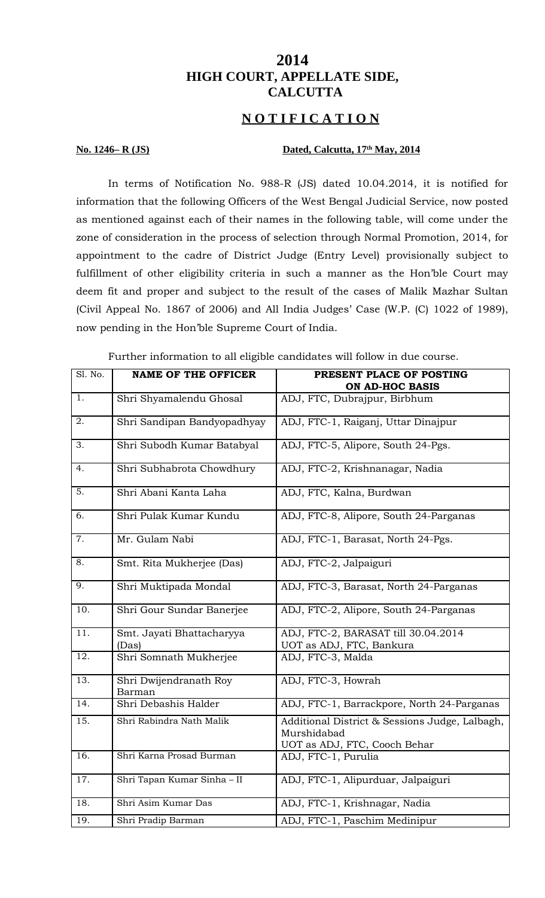# 2014
# HIGH COURT, APPELLATE SIDE,
# CALCUTTA

## **N O T I F I C A T I O N**

**No. 1246– R (JS)** **Dated, Calcutta, 17th May, 2014**

In terms of Notification No. 988-R (JS) dated 10.04.2014, it is notified for information that the following Officers of the West Bengal Judicial Service, now posted as mentioned against each of their names in the following table, will come under the zone of consideration in the process of selection through Normal Promotion, 2014, for appointment to the cadre of District Judge (Entry Level) provisionally subject to fulfillment of other eligibility criteria in such a manner as the Hon'ble Court may deem fit and proper and subject to the result of the cases of Malik Mazhar Sultan (Civil Appeal No. 1867 of 2006) and All India Judges' Case (W.P. (C) 1022 of 1989), now pending in the Hon'ble Supreme Court of India.

Further information to all eligible candidates will follow in due course.

| Sl. No. | NAME OF THE OFFICER | PRESENT PLACE OF POSTING ON AD-HOC BASIS |
|---|---|---|
| 1. | Shri Shyamalendu Ghosal | ADJ, FTC, Dubrajpur, Birbhum |
| 2. | Shri Sandipan Bandyopadhyay | ADJ, FTC-1, Raiganj, Uttar Dinajpur |
| 3. | Shri Subodh Kumar Batabyal | ADJ, FTC-5, Alipore, South 24-Pgs. |
| 4. | Shri Subhabrota Chowdhury | ADJ, FTC-2, Krishnanagar, Nadia |
| 5. | Shri Abani Kanta Laha | ADJ, FTC, Kalna, Burdwan |
| 6. | Shri Pulak Kumar Kundu | ADJ, FTC-8, Alipore, South 24-Parganas |
| 7. | Mr. Gulam Nabi | ADJ, FTC-1, Barasat, North 24-Pgs. |
| 8. | Smt. Rita Mukherjee (Das) | ADJ, FTC-2, Jalpaiguri |
| 9. | Shri Muktipada Mondal | ADJ, FTC-3, Barasat, North 24-Parganas |
| 10. | Shri Gour Sundar Banerjee | ADJ, FTC-2, Alipore, South 24-Parganas |
| 11. | Smt. Jayati Bhattacharyya (Das) | ADJ, FTC-2, BARASAT till 30.04.2014<br>UOT as ADJ, FTC, Bankura |
| 12. | Shri Somnath Mukherjee | ADJ, FTC-3, Malda |
| 13. | Shri Dwijendranath Roy Barman | ADJ, FTC-3, Howrah |
| 14. | Shri Debashis Halder | ADJ, FTC-1, Barrackpore, North 24-Parganas |
| 15. | Shri Rabindra Nath Malik | Additional District & Sessions Judge, Lalbagh, Murshidabad<br>UOT as ADJ, FTC, Cooch Behar |
| 16. | Shri Karna Prosad Burman | ADJ, FTC-1, Purulia |
| 17. | Shri Tapan Kumar Sinha – II | ADJ, FTC-1, Alipurduar, Jalpaiguri |
| 18. | Shri Asim Kumar Das | ADJ, FTC-1, Krishnagar, Nadia |
| 19. | Shri Pradip Barman | ADJ, FTC-1, Paschim Medinipur |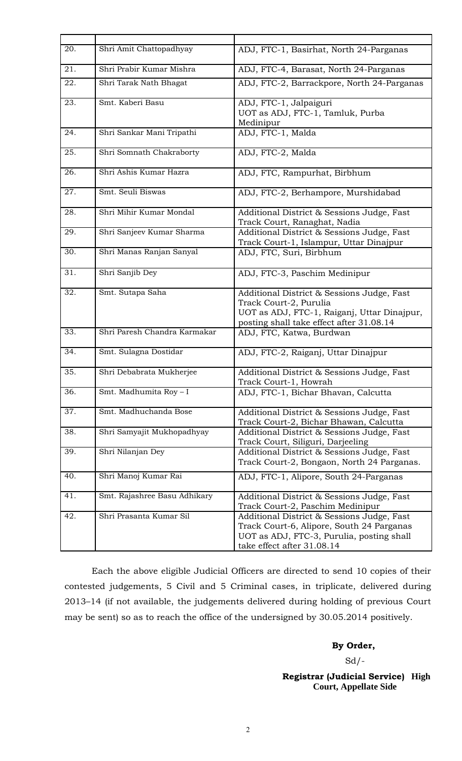| | | |
|---|---|---|
| 20. | Shri Amit Chattopadhyay | ADJ, FTC-1, Basirhat, North 24-Parganas |
| 21. | Shri Prabir Kumar Mishra | ADJ, FTC-4, Barasat, North 24-Parganas |
| 22. | Shri Tarak Nath Bhagat | ADJ, FTC-2, Barrackpore, North 24-Parganas |
| 23. | Smt. Kaberi Basu | ADJ, FTC-1, Jalpaiguri<br>UOT as ADJ, FTC-1, Tamluk, Purba Medinipur |
| 24. | Shri Sankar Mani Tripathi | ADJ, FTC-1, Malda |
| 25. | Shri Somnath Chakraborty | ADJ, FTC-2, Malda |
| 26. | Shri Ashis Kumar Hazra | ADJ, FTC, Rampurhat, Birbhum |
| 27. | Smt. Seuli Biswas | ADJ, FTC-2, Berhampore, Murshidabad |
| 28. | Shri Mihir Kumar Mondal | Additional District & Sessions Judge, Fast Track Court, Ranaghat, Nadia |
| 29. | Shri Sanjeev Kumar Sharma | Additional District & Sessions Judge, Fast Track Court-1, Islampur, Uttar Dinajpur |
| 30. | Shri Manas Ranjan Sanyal | ADJ, FTC, Suri, Birbhum |
| 31. | Shri Sanjib Dey | ADJ, FTC-3, Paschim Medinipur |
| 32. | Smt. Sutapa Saha | Additional District & Sessions Judge, Fast Track Court-2, Purulia<br>UOT as ADJ, FTC-1, Raiganj, Uttar Dinajpur, posting shall take effect after 31.08.14 |
| 33. | Shri Paresh Chandra Karmakar | ADJ, FTC, Katwa, Burdwan |
| 34. | Smt. Sulagna Dostidar | ADJ, FTC-2, Raiganj, Uttar Dinajpur |
| 35. | Shri Debabrata Mukherjee | Additional District & Sessions Judge, Fast Track Court-1, Howrah |
| 36. | Smt. Madhumita Roy – I | ADJ, FTC-1, Bichar Bhavan, Calcutta |
| 37. | Smt. Madhuchanda Bose | Additional District & Sessions Judge, Fast Track Court-2, Bichar Bhawan, Calcutta |
| 38. | Shri Samyajit Mukhopadhyay | Additional District & Sessions Judge, Fast Track Court, Siliguri, Darjeeling |
| 39. | Shri Nilanjan Dey | Additional District & Sessions Judge, Fast Track Court-2, Bongaon, North 24 Parganas. |
| 40. | Shri Manoj Kumar Rai | ADJ, FTC-1, Alipore, South 24-Parganas |
| 41. | Smt. Rajashree Basu Adhikary | Additional District & Sessions Judge, Fast Track Court-2, Paschim Medinipur |
| 42. | Shri Prasanta Kumar Sil | Additional District & Sessions Judge, Fast Track Court-6, Alipore, South 24 Parganas<br>UOT as ADJ, FTC-3, Purulia, posting shall take effect after 31.08.14 |

Each the above eligible Judicial Officers are directed to send 10 copies of their contested judgements, 5 Civil and 5 Criminal cases, in triplicate, delivered during 2013–14 (if not available, the judgements delivered during holding of previous Court may be sent) so as to reach the office of the undersigned by 30.05.2014 positively.

**By Order,**

Sd/-

**Registrar (Judicial Service) High Court, Appellate Side**